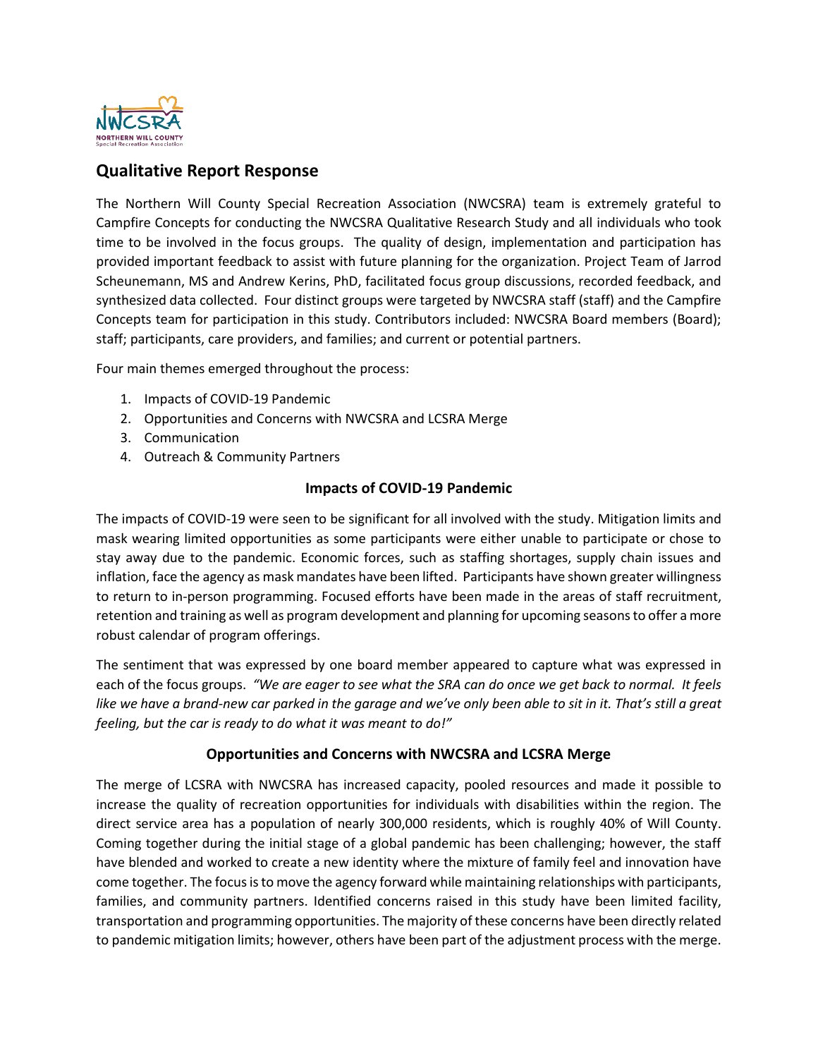NWCSRA
NORTHERN WILL COUNTY
Special Recreation Association

## Qualitative Report Response

The Northern Will County Special Recreation Association (NWCSRA) team is extremely grateful to Campfire Concepts for conducting the NWCSRA Qualitative Research Study and all individuals who took time to be involved in the focus groups. The quality of design, implementation and participation has provided important feedback to assist with future planning for the organization. Project Team of Jarrod Scheunemann, MS and Andrew Kerins, PhD, facilitated focus group discussions, recorded feedback, and synthesized data collected. Four distinct groups were targeted by NWCSRA staff (staff) and the Campfire Concepts team for participation in this study. Contributors included: NWCSRA Board members (Board); staff; participants, care providers, and families; and current or potential partners.

Four main themes emerged throughout the process:

1. Impacts of COVID-19 Pandemic
2. Opportunities and Concerns with NWCSRA and LCSRA Merge
3. Communication
4. Outreach & Community Partners

### Impacts of COVID-19 Pandemic

The impacts of COVID-19 were seen to be significant for all involved with the study. Mitigation limits and mask wearing limited opportunities as some participants were either unable to participate or chose to stay away due to the pandemic. Economic forces, such as staffing shortages, supply chain issues and inflation, face the agency as mask mandates have been lifted. Participants have shown greater willingness to return to in-person programming. Focused efforts have been made in the areas of staff recruitment, retention and training as well as program development and planning for upcoming seasons to offer a more robust calendar of program offerings.

The sentiment that was expressed by one board member appeared to capture what was expressed in each of the focus groups. *"We are eager to see what the SRA can do once we get back to normal. It feels like we have a brand-new car parked in the garage and we've only been able to sit in it. That's still a great feeling, but the car is ready to do what it was meant to do!"*

### Opportunities and Concerns with NWCSRA and LCSRA Merge

The merge of LCSRA with NWCSRA has increased capacity, pooled resources and made it possible to increase the quality of recreation opportunities for individuals with disabilities within the region. The direct service area has a population of nearly 300,000 residents, which is roughly 40% of Will County. Coming together during the initial stage of a global pandemic has been challenging; however, the staff have blended and worked to create a new identity where the mixture of family feel and innovation have come together. The focus is to move the agency forward while maintaining relationships with participants, families, and community partners. Identified concerns raised in this study have been limited facility, transportation and programming opportunities. The majority of these concerns have been directly related to pandemic mitigation limits; however, others have been part of the adjustment process with the merge.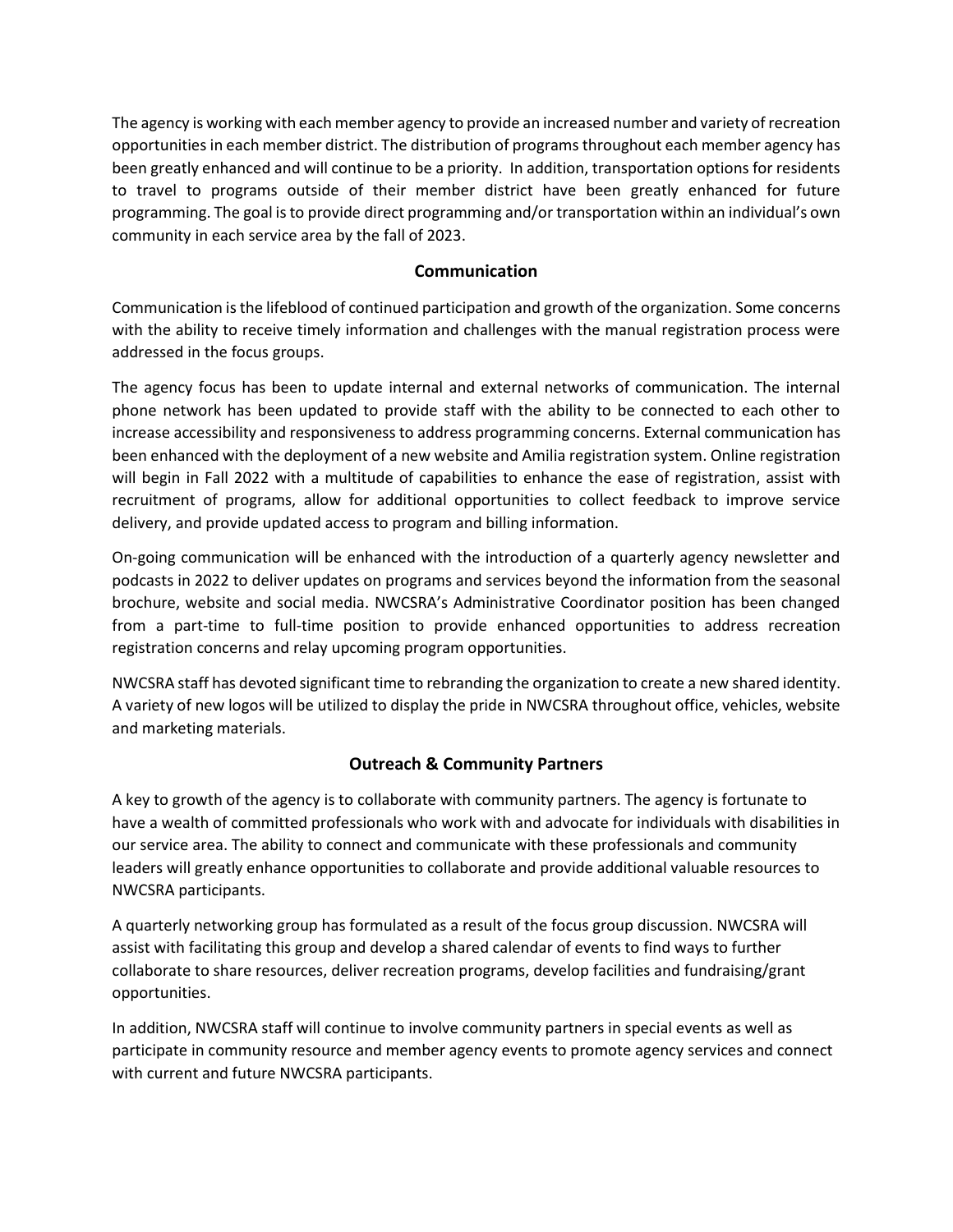The agency is working with each member agency to provide an increased number and variety of recreation opportunities in each member district. The distribution of programs throughout each member agency has been greatly enhanced and will continue to be a priority. In addition, transportation options for residents to travel to programs outside of their member district have been greatly enhanced for future programming. The goal is to provide direct programming and/or transportation within an individual's own community in each service area by the fall of 2023.

## Communication

Communication is the lifeblood of continued participation and growth of the organization. Some concerns with the ability to receive timely information and challenges with the manual registration process were addressed in the focus groups.

The agency focus has been to update internal and external networks of communication. The internal phone network has been updated to provide staff with the ability to be connected to each other to increase accessibility and responsiveness to address programming concerns. External communication has been enhanced with the deployment of a new website and Amilia registration system. Online registration will begin in Fall 2022 with a multitude of capabilities to enhance the ease of registration, assist with recruitment of programs, allow for additional opportunities to collect feedback to improve service delivery, and provide updated access to program and billing information.

On-going communication will be enhanced with the introduction of a quarterly agency newsletter and podcasts in 2022 to deliver updates on programs and services beyond the information from the seasonal brochure, website and social media. NWCSRA's Administrative Coordinator position has been changed from a part-time to full-time position to provide enhanced opportunities to address recreation registration concerns and relay upcoming program opportunities.

NWCSRA staff has devoted significant time to rebranding the organization to create a new shared identity. A variety of new logos will be utilized to display the pride in NWCSRA throughout office, vehicles, website and marketing materials.

## Outreach & Community Partners

A key to growth of the agency is to collaborate with community partners. The agency is fortunate to have a wealth of committed professionals who work with and advocate for individuals with disabilities in our service area. The ability to connect and communicate with these professionals and community leaders will greatly enhance opportunities to collaborate and provide additional valuable resources to NWCSRA participants.

A quarterly networking group has formulated as a result of the focus group discussion. NWCSRA will assist with facilitating this group and develop a shared calendar of events to find ways to further collaborate to share resources, deliver recreation programs, develop facilities and fundraising/grant opportunities.

In addition, NWCSRA staff will continue to involve community partners in special events as well as participate in community resource and member agency events to promote agency services and connect with current and future NWCSRA participants.